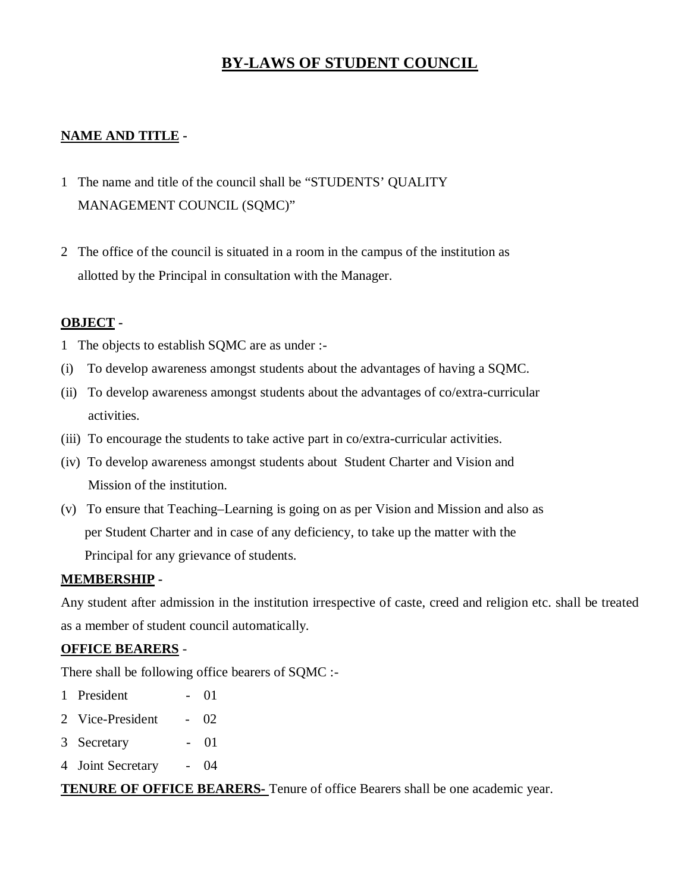# BY-LAWS OF STUDENT COUNCIL

**NAME AND TITLE -**

1 The name and title of the council shall be "STUDENTS' QUALITY MANAGEMENT COUNCIL (SQMC)"

2 The office of the council is situated in a room in the campus of the institution as allotted by the Principal in consultation with the Manager.

**OBJECT -**

1 The objects to establish SQMC are as under :-

(i) To develop awareness amongst students about the advantages of having a SQMC.

(ii) To develop awareness amongst students about the advantages of co/extra-curricular activities.

(iii) To encourage the students to take active part in co/extra-curricular activities.

(iv) To develop awareness amongst students about Student Charter and Vision and Mission of the institution.

(v) To ensure that Teaching–Learning is going on as per Vision and Mission and also as per Student Charter and in case of any deficiency, to take up the matter with the Principal for any grievance of students.

**MEMBERSHIP -**

Any student after admission in the institution irrespective of caste, creed and religion etc. shall be treated as a member of student council automatically.

**OFFICE BEARERS -**

There shall be following office bearers of SQMC :-

1 President - 01
2 Vice-President - 02
3 Secretary - 01
4 Joint Secretary - 04

**TENURE OF OFFICE BEARERS-** Tenure of office Bearers shall be one academic year.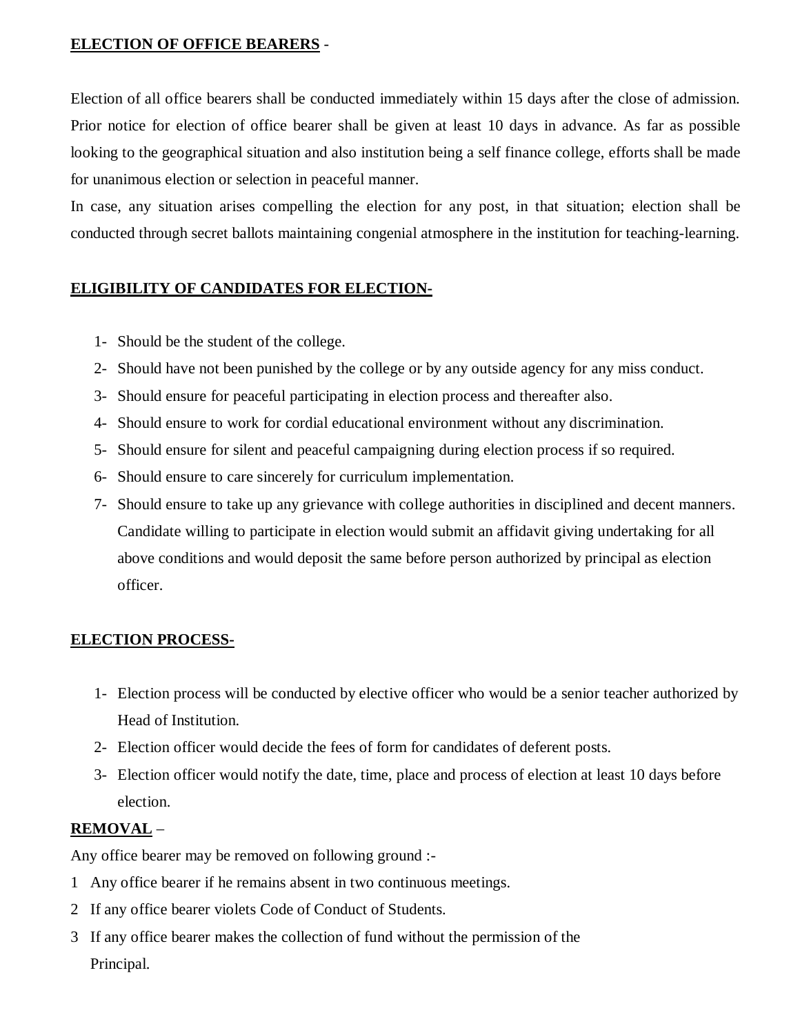**ELECTION OF OFFICE BEARERS** -

Election of all office bearers shall be conducted immediately within 15 days after the close of admission. Prior notice for election of office bearer shall be given at least 10 days in advance. As far as possible looking to the geographical situation and also institution being a self finance college, efforts shall be made for unanimous election or selection in peaceful manner.

In case, any situation arises compelling the election for any post, in that situation; election shall be conducted through secret ballots maintaining congenial atmosphere in the institution for teaching-learning.

**ELIGIBILITY OF CANDIDATES FOR ELECTION-**

1- Should be the student of the college.
2- Should have not been punished by the college or by any outside agency for any miss conduct.
3- Should ensure for peaceful participating in election process and thereafter also.
4- Should ensure to work for cordial educational environment without any discrimination.
5- Should ensure for silent and peaceful campaigning during election process if so required.
6- Should ensure to care sincerely for curriculum implementation.
7- Should ensure to take up any grievance with college authorities in disciplined and decent manners.
   Candidate willing to participate in election would submit an affidavit giving undertaking for all above conditions and would deposit the same before person authorized by principal as election officer.

**ELECTION PROCESS-**

1- Election process will be conducted by elective officer who would be a senior teacher authorized by Head of Institution.
2- Election officer would decide the fees of form for candidates of deferent posts.
3- Election officer would notify the date, time, place and process of election at least 10 days before election.

**REMOVAL** –

Any office bearer may be removed on following ground :-

1 Any office bearer if he remains absent in two continuous meetings.
2 If any office bearer violets Code of Conduct of Students.
3 If any office bearer makes the collection of fund without the permission of the Principal.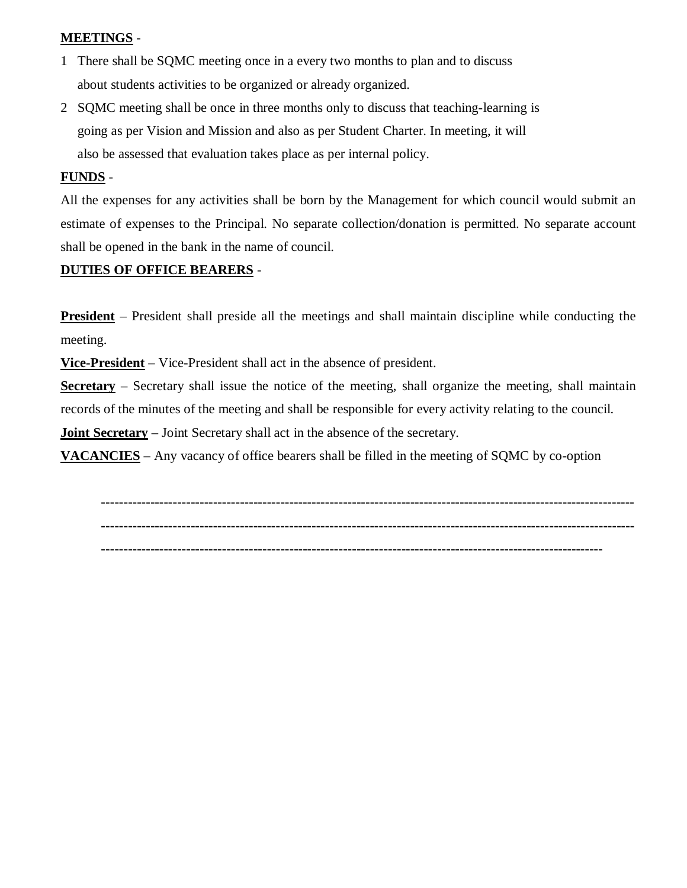**<u>MEETINGS</u>** -

1. There shall be SQMC meeting once in a every two months to plan and to discuss about students activities to be organized or already organized.
2. SQMC meeting shall be once in three months only to discuss that teaching-learning is going as per Vision and Mission and also as per Student Charter. In meeting, it will also be assessed that evaluation takes place as per internal policy.

**<u>FUNDS</u>** -

All the expenses for any activities shall be born by the Management for which council would submit an estimate of expenses to the Principal. No separate collection/donation is permitted. No separate account shall be opened in the bank in the name of council.

**<u>DUTIES OF OFFICE BEARERS</u>** -

**<u>President</u>** – President shall preside all the meetings and shall maintain discipline while conducting the meeting.

**<u>Vice-President</u>** – Vice-President shall act in the absence of president.

**<u>Secretary</u>** – Secretary shall issue the notice of the meeting, shall organize the meeting, shall maintain records of the minutes of the meeting and shall be responsible for every activity relating to the council.

**<u>Joint Secretary</u>** – Joint Secretary shall act in the absence of the secretary.

**<u>VACANCIES</u>** – Any vacancy of office bearers shall be filled in the meeting of SQMC by co-option

---

---

---